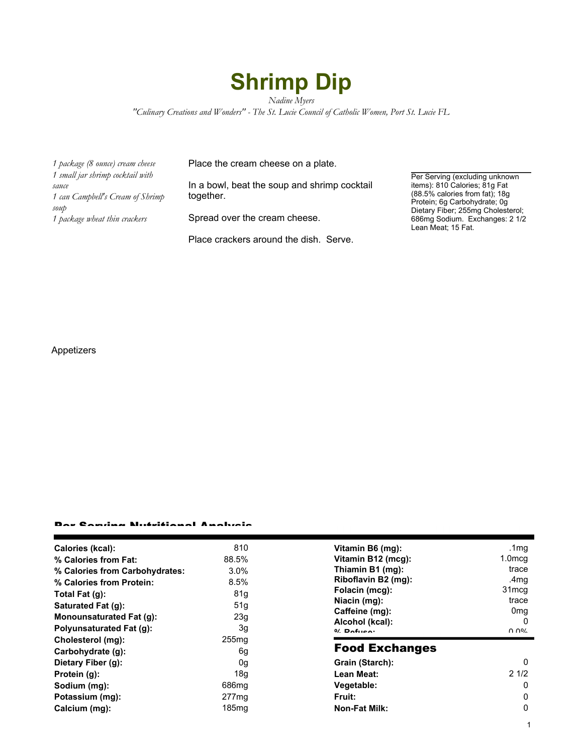# Shrimp Dip

*Nadine Myers*

*"Culinary Creations and Wonders" - The St. Lucie Council of Catholic Women, Port St. Lucie FL*

*1 package (8 ounce) cream cheese*
*1 small jar shrimp cocktail with sauce*
*1 can Campbell's Cream of Shrimp soup*
*1 package wheat thin crackers*

Place the cream cheese on a plate.

In a bowl, beat the soup and shrimp cocktail together.

Spread over the cream cheese.

Place crackers around the dish. Serve.

Per Serving (excluding unknown items): 810 Calories; 81g Fat (88.5% calories from fat); 18g Protein; 6g Carbohydrate; 0g Dietary Fiber; 255mg Cholesterol; 686mg Sodium. Exchanges: 2 1/2 Lean Meat; 15 Fat.

Appetizers

## Per Serving Nutritional Analysis

| | |
|---|---|
| **Calories (kcal):** | 810 |
| **% Calories from Fat:** | 88.5% |
| **% Calories from Carbohydrates:** | 3.0% |
| **% Calories from Protein:** | 8.5% |
| **Total Fat (g):** | 81g |
| **Saturated Fat (g):** | 51g |
| **Monounsaturated Fat (g):** | 23g |
| **Polyunsaturated Fat (g):** | 3g |
| **Cholesterol (mg):** | 255mg |
| **Carbohydrate (g):** | 6g |
| **Dietary Fiber (g):** | 0g |
| **Protein (g):** | 18g |
| **Sodium (mg):** | 686mg |
| **Potassium (mg):** | 277mg |
| **Calcium (mg):** | 185mg |

| | |
|---|---|
| **Vitamin B6 (mg):** | .1mg |
| **Vitamin B12 (mcg):** | 1.0mcg |
| **Thiamin B1 (mg):** | trace |
| **Riboflavin B2 (mg):** | .4mg |
| **Folacin (mcg):** | 31mcg |
| **Niacin (mg):** | trace |
| **Caffeine (mg):** | 0mg |
| **Alcohol (kcal):** | 0 |
| **% Refuse:** | 0.0% |

## Food Exchanges

| | |
|---|---|
| **Grain (Starch):** | 0 |
| **Lean Meat:** | 2 1/2 |
| **Vegetable:** | 0 |
| **Fruit:** | 0 |
| **Non-Fat Milk:** | 0 |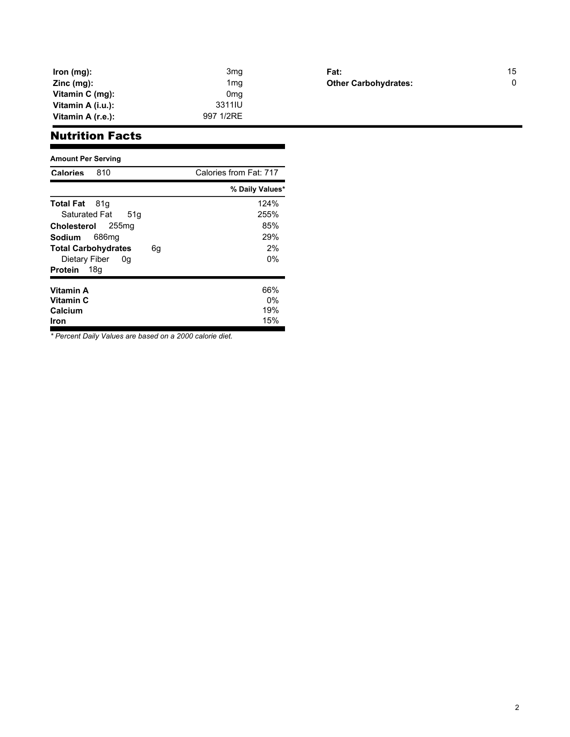| | |
|---|---|
| **Iron (mg):** | 3mg |
| **Zinc (mg):** | 1mg |
| **Vitamin C (mg):** | 0mg |
| **Vitamin A (i.u.):** | 3311IU |
| **Vitamin A (r.e.):** | 997 1/2RE |

| | |
|---|---|
| **Fat:** | 15 |
| **Other Carbohydrates:** | 0 |

## Nutrition Facts

**Amount Per Serving**

| | |
|---|---|
| **Calories** 810 | Calories from Fat: 717 |
| | **% Daily Values*** |
| **Total Fat** 81g | 124% |
| Saturated Fat 51g | 255% |
| **Cholesterol** 255mg | 85% |
| **Sodium** 686mg | 29% |
| **Total Carbohydrates** 6g | 2% |
| Dietary Fiber 0g | 0% |
| **Protein** 18g | |
| **Vitamin A** | 66% |
| **Vitamin C** | 0% |
| **Calcium** | 19% |
| **Iron** | 15% |

*\* Percent Daily Values are based on a 2000 calorie diet.*